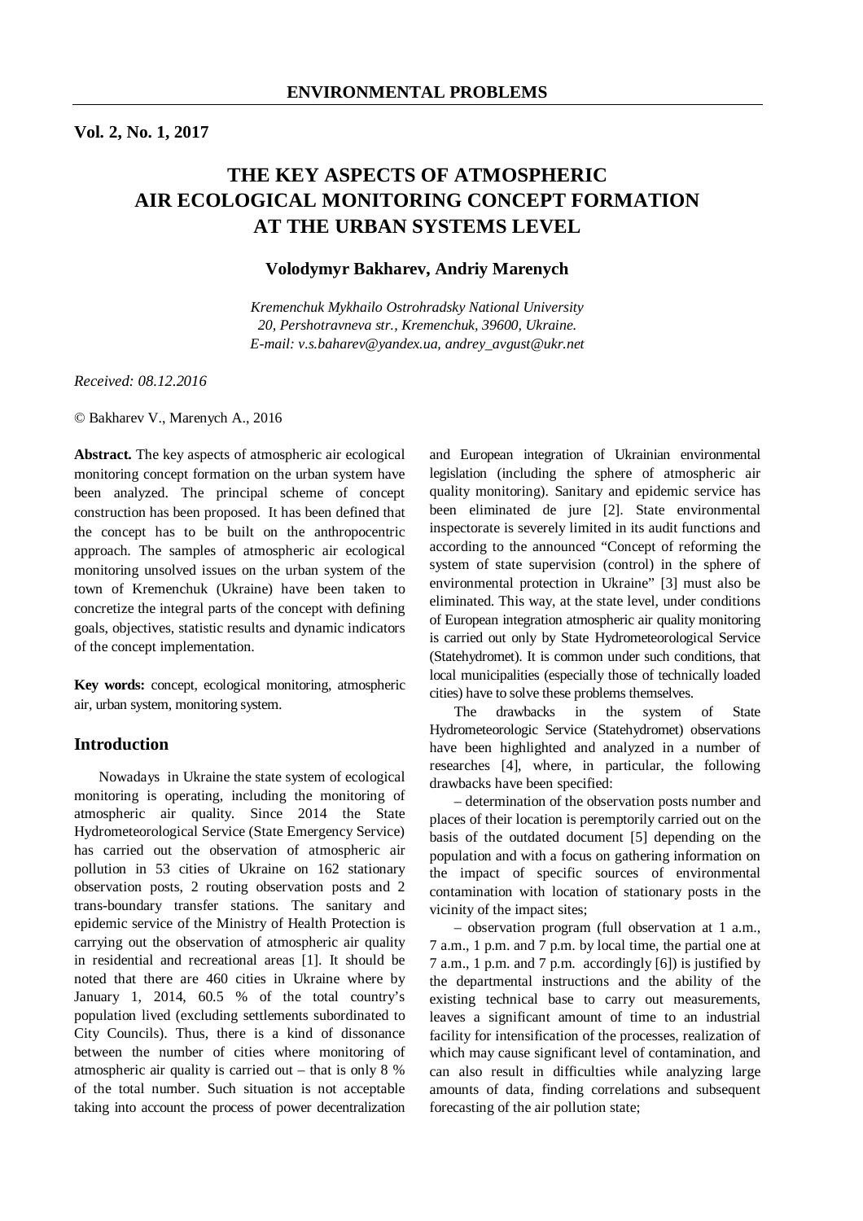# THE KEY ASPECTS OF ATMOSPHERIC AIR ECOLOGICAL MONITORING CONCEPT FORMATION AT THE URBAN SYSTEMS LEVEL

**Volodymyr Bakharev, Andriy Marenych**

*Kremenchuk Mykhailo Ostrohradsky National University*
*20, Pershotravneva str., Kremenchuk, 39600, Ukraine.*
*E-mail: v.s.baharev@yandex.ua, andrey_avgust@ukr.net*

*Received: 08.12.2016*

© Bakharev V., Marenych A., 2016

**Abstract.** The key aspects of atmospheric air ecological monitoring concept formation on the urban system have been analyzed. The principal scheme of concept construction has been proposed. It has been defined that the concept has to be built on the anthropocentric approach. The samples of atmospheric air ecological monitoring unsolved issues on the urban system of the town of Kremenchuk (Ukraine) have been taken to concretize the integral parts of the concept with defining goals, objectives, statistic results and dynamic indicators of the concept implementation.

**Key words:** concept, ecological monitoring, atmospheric air, urban system, monitoring system.

## Introduction

Nowadays in Ukraine the state system of ecological monitoring is operating, including the monitoring of atmospheric air quality. Since 2014 the State Hydrometeorological Service (State Emergency Service) has carried out the observation of atmospheric air pollution in 53 cities of Ukraine on 162 stationary observation posts, 2 routing observation posts and 2 trans-boundary transfer stations. The sanitary and epidemic service of the Ministry of Health Protection is carrying out the observation of atmospheric air quality in residential and recreational areas [1]. It should be noted that there are 460 cities in Ukraine where by January 1, 2014, 60.5 % of the total country's population lived (excluding settlements subordinated to City Councils). Thus, there is a kind of dissonance between the number of cities where monitoring of atmospheric air quality is carried out – that is only 8 % of the total number. Such situation is not acceptable taking into account the process of power decentralization and European integration of Ukrainian environmental legislation (including the sphere of atmospheric air quality monitoring). Sanitary and epidemic service has been eliminated de jure [2]. State environmental inspectorate is severely limited in its audit functions and according to the announced "Concept of reforming the system of state supervision (control) in the sphere of environmental protection in Ukraine" [3] must also be eliminated. This way, at the state level, under conditions of European integration atmospheric air quality monitoring is carried out only by State Hydrometeorological Service (Statehydromet). It is common under such conditions, that local municipalities (especially those of technically loaded cities) have to solve these problems themselves.

The drawbacks in the system of State Hydrometeorologic Service (Statehydromet) observations have been highlighted and analyzed in a number of researches [4], where, in particular, the following drawbacks have been specified:

– determination of the observation posts number and places of their location is peremptorily carried out on the basis of the outdated document [5] depending on the population and with a focus on gathering information on the impact of specific sources of environmental contamination with location of stationary posts in the vicinity of the impact sites;

– observation program (full observation at 1 a.m., 7 a.m., 1 p.m. and 7 p.m. by local time, the partial one at 7 a.m., 1 p.m. and 7 p.m. accordingly [6]) is justified by the departmental instructions and the ability of the existing technical base to carry out measurements, leaves a significant amount of time to an industrial facility for intensification of the processes, realization of which may cause significant level of contamination, and can also result in difficulties while analyzing large amounts of data, finding correlations and subsequent forecasting of the air pollution state;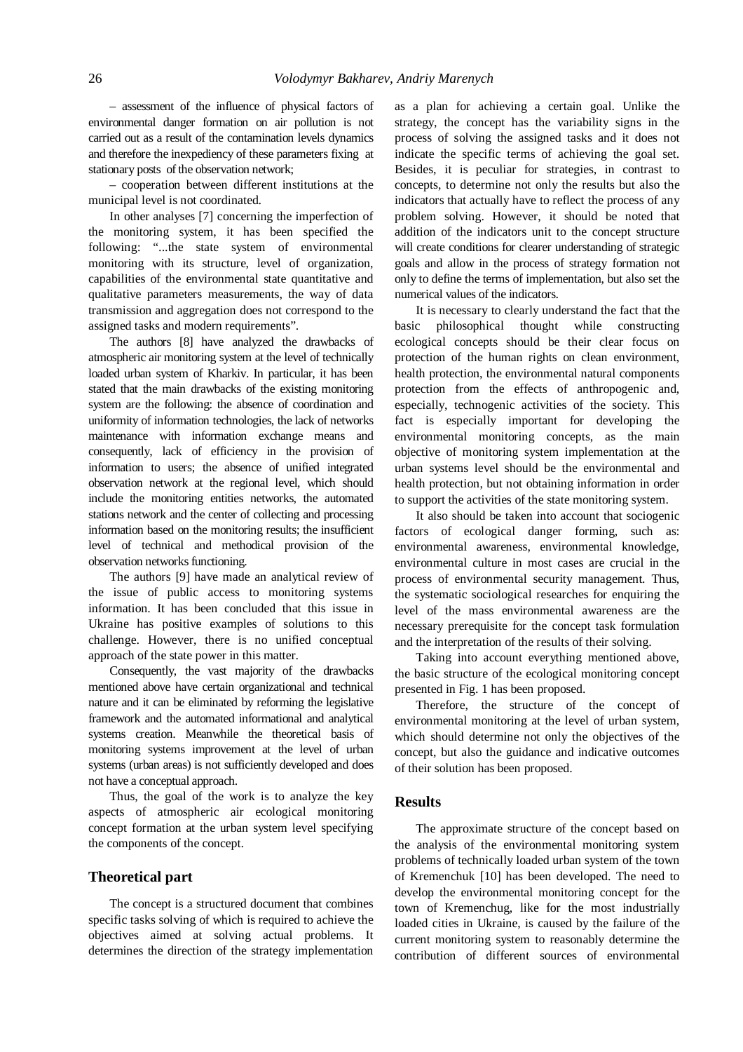– assessment of the influence of physical factors of environmental danger formation on air pollution is not carried out as a result of the contamination levels dynamics and therefore the inexpediency of these parameters fixing at stationary posts of the observation network;

– cooperation between different institutions at the municipal level is not coordinated.

In other analyses [7] concerning the imperfection of the monitoring system, it has been specified the following: "...the state system of environmental monitoring with its structure, level of organization, capabilities of the environmental state quantitative and qualitative parameters measurements, the way of data transmission and aggregation does not correspond to the assigned tasks and modern requirements".

The authors [8] have analyzed the drawbacks of atmospheric air monitoring system at the level of technically loaded urban system of Kharkiv. In particular, it has been stated that the main drawbacks of the existing monitoring system are the following: the absence of coordination and uniformity of information technologies, the lack of networks maintenance with information exchange means and consequently, lack of efficiency in the provision of information to users; the absence of unified integrated observation network at the regional level, which should include the monitoring entities networks, the automated stations network and the center of collecting and processing information based on the monitoring results; the insufficient level of technical and methodical provision of the observation networks functioning.

The authors [9] have made an analytical review of the issue of public access to monitoring systems information. It has been concluded that this issue in Ukraine has positive examples of solutions to this challenge. However, there is no unified conceptual approach of the state power in this matter.

Consequently, the vast majority of the drawbacks mentioned above have certain organizational and technical nature and it can be eliminated by reforming the legislative framework and the automated informational and analytical systems creation. Meanwhile the theoretical basis of monitoring systems improvement at the level of urban systems (urban areas) is not sufficiently developed and does not have a conceptual approach.

Thus, the goal of the work is to analyze the key aspects of atmospheric air ecological monitoring concept formation at the urban system level specifying the components of the concept.

## Theoretical part

The concept is a structured document that combines specific tasks solving of which is required to achieve the objectives aimed at solving actual problems. It determines the direction of the strategy implementation as a plan for achieving a certain goal. Unlike the strategy, the concept has the variability signs in the process of solving the assigned tasks and it does not indicate the specific terms of achieving the goal set. Besides, it is peculiar for strategies, in contrast to concepts, to determine not only the results but also the indicators that actually have to reflect the process of any problem solving. However, it should be noted that addition of the indicators unit to the concept structure will create conditions for clearer understanding of strategic goals and allow in the process of strategy formation not only to define the terms of implementation, but also set the numerical values of the indicators.

It is necessary to clearly understand the fact that the basic philosophical thought while constructing ecological concepts should be their clear focus on protection of the human rights on clean environment, health protection, the environmental natural components protection from the effects of anthropogenic and, especially, technogenic activities of the society. This fact is especially important for developing the environmental monitoring concepts, as the main objective of monitoring system implementation at the urban systems level should be the environmental and health protection, but not obtaining information in order to support the activities of the state monitoring system.

It also should be taken into account that sociogenic factors of ecological danger forming, such as: environmental awareness, environmental knowledge, environmental culture in most cases are crucial in the process of environmental security management. Thus, the systematic sociological researches for enquiring the level of the mass environmental awareness are the necessary prerequisite for the concept task formulation and the interpretation of the results of their solving.

Taking into account everything mentioned above, the basic structure of the ecological monitoring concept presented in Fig. 1 has been proposed.

Therefore, the structure of the concept of environmental monitoring at the level of urban system, which should determine not only the objectives of the concept, but also the guidance and indicative outcomes of their solution has been proposed.

## Results

The approximate structure of the concept based on the analysis of the environmental monitoring system problems of technically loaded urban system of the town of Kremenchuk [10] has been developed. The need to develop the environmental monitoring concept for the town of Kremenchug, like for the most industrially loaded cities in Ukraine, is caused by the failure of the current monitoring system to reasonably determine the contribution of different sources of environmental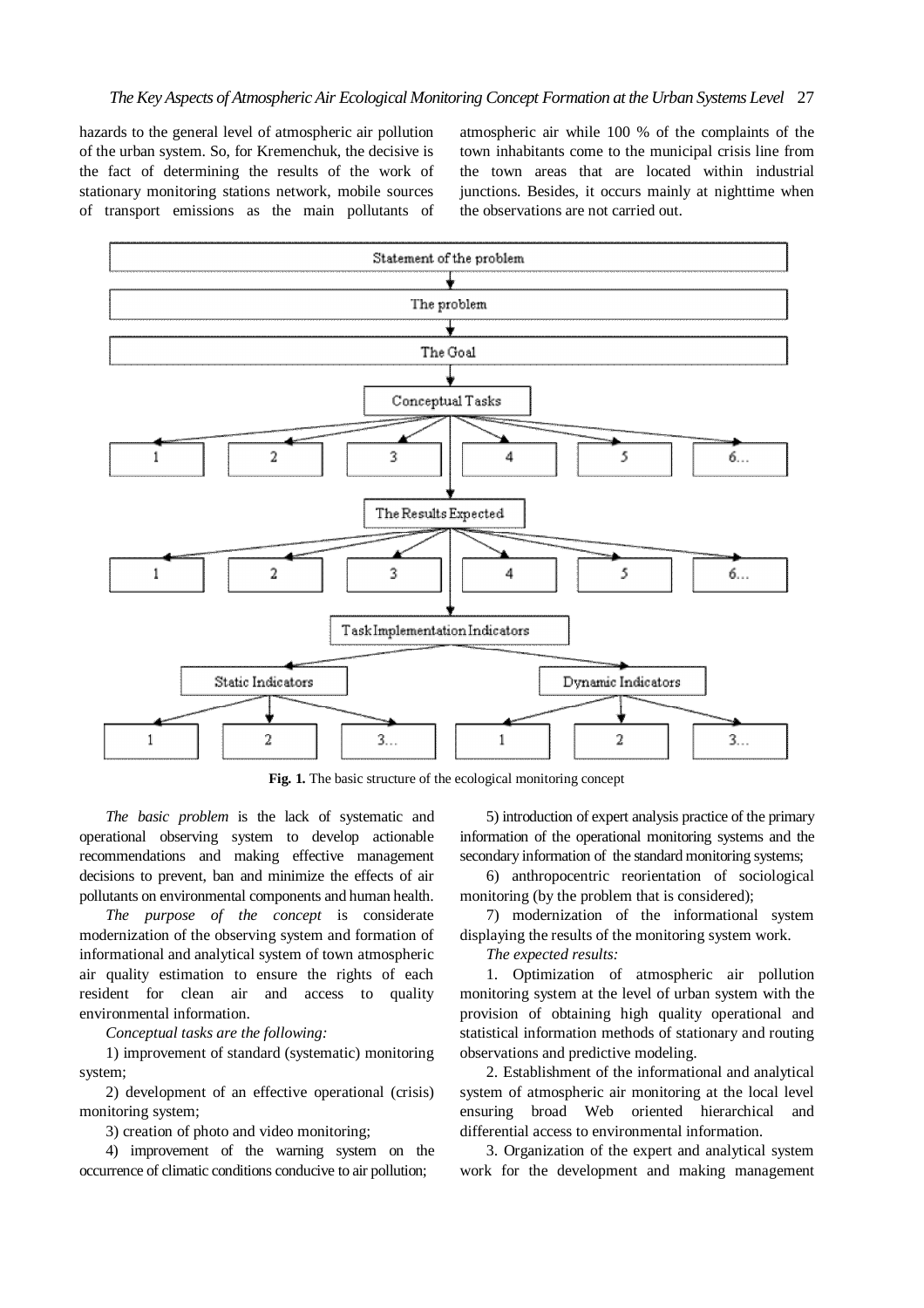hazards to the general level of atmospheric air pollution of the urban system. So, for Kremenchuk, the decisive is the fact of determining the results of the work of stationary monitoring stations network, mobile sources of transport emissions as the main pollutants of atmospheric air while 100 % of the complaints of the town inhabitants come to the municipal crisis line from the town areas that are located within industrial junctions. Besides, it occurs mainly at nighttime when the observations are not carried out.

**Fig. 1.** The basic structure of the ecological monitoring concept

*The basic problem* is the lack of systematic and operational observing system to develop actionable recommendations and making effective management decisions to prevent, ban and minimize the effects of air pollutants on environmental components and human health.

*The purpose of the concept* is considerate modernization of the observing system and formation of informational and analytical system of town atmospheric air quality estimation to ensure the rights of each resident for clean air and access to quality environmental information.

*Conceptual tasks are the following:*

1) improvement of standard (systematic) monitoring system;

2) development of an effective operational (crisis) monitoring system;

3) creation of photo and video monitoring;

4) improvement of the warning system on the occurrence of climatic conditions conducive to air pollution;

5) introduction of expert analysis practice of the primary information of the operational monitoring systems and the secondary information of the standard monitoring systems;

6) anthropocentric reorientation of sociological monitoring (by the problem that is considered);

7) modernization of the informational system displaying the results of the monitoring system work.

*The expected results:*

1. Optimization of atmospheric air pollution monitoring system at the level of urban system with the provision of obtaining high quality operational and statistical information methods of stationary and routing observations and predictive modeling.

2. Establishment of the informational and analytical system of atmospheric air monitoring at the local level ensuring broad Web oriented hierarchical and differential access to environmental information.

3. Organization of the expert and analytical system work for the development and making management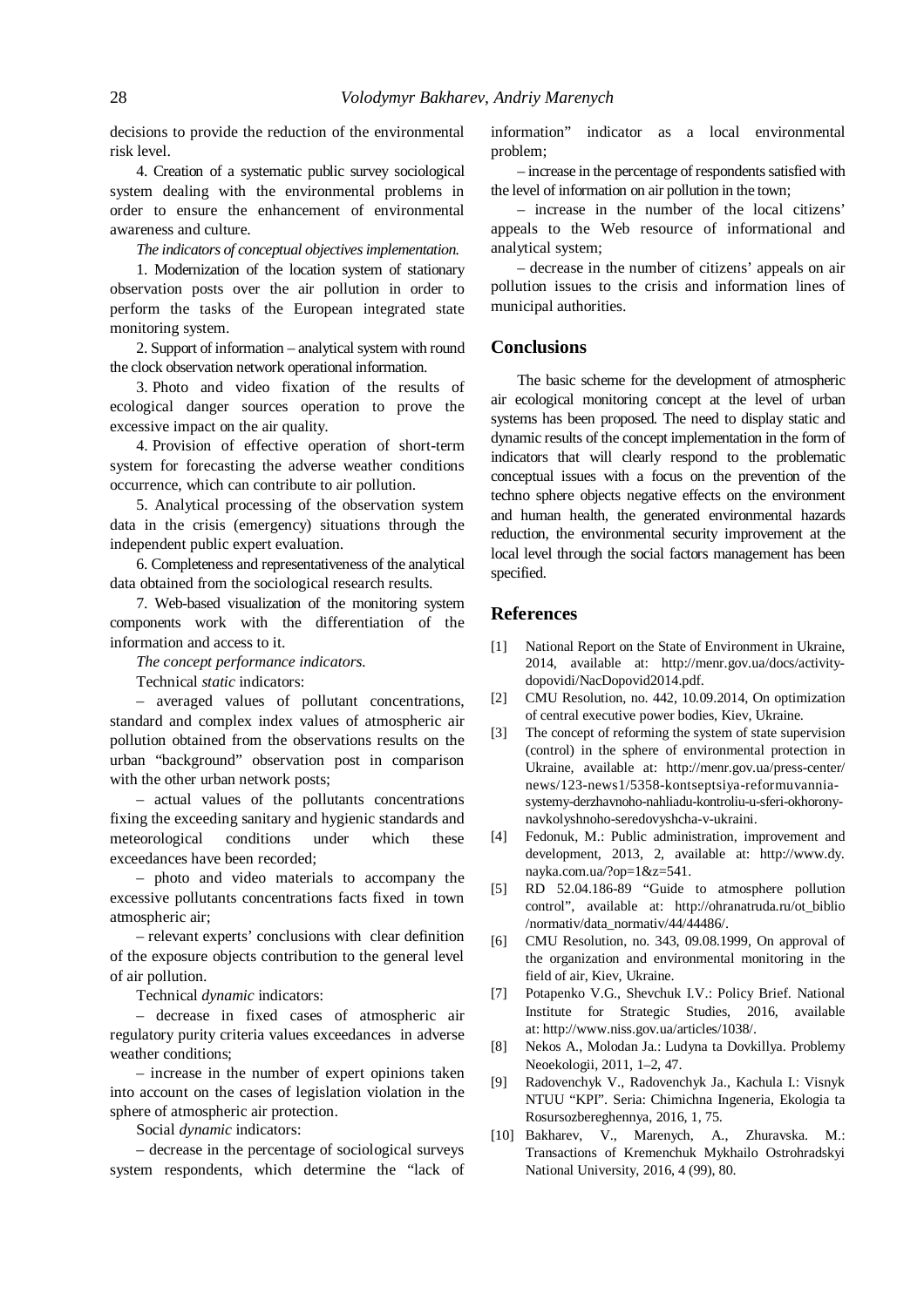decisions to provide the reduction of the environmental risk level.

4. Creation of a systematic public survey sociological system dealing with the environmental problems in order to ensure the enhancement of environmental awareness and culture.

*The indicators of conceptual objectives implementation.*

1. Modernization of the location system of stationary observation posts over the air pollution in order to perform the tasks of the European integrated state monitoring system.

2. Support of information – analytical system with round the clock observation network operational information.

3. Photo and video fixation of the results of ecological danger sources operation to prove the excessive impact on the air quality.

4. Provision of effective operation of short-term system for forecasting the adverse weather conditions occurrence, which can contribute to air pollution.

5. Analytical processing of the observation system data in the crisis (emergency) situations through the independent public expert evaluation.

6. Completeness and representativeness of the analytical data obtained from the sociological research results.

7. Web-based visualization of the monitoring system components work with the differentiation of the information and access to it.

*The concept performance indicators.*

Technical *static* indicators:

– averaged values of pollutant concentrations, standard and complex index values of atmospheric air pollution obtained from the observations results on the urban "background" observation post in comparison with the other urban network posts;

– actual values of the pollutants concentrations fixing the exceeding sanitary and hygienic standards and meteorological conditions under which these exceedances have been recorded;

– photo and video materials to accompany the excessive pollutants concentrations facts fixed in town atmospheric air;

– relevant experts' conclusions with clear definition of the exposure objects contribution to the general level of air pollution.

Technical *dynamic* indicators:

– decrease in fixed cases of atmospheric air regulatory purity criteria values exceedances in adverse weather conditions;

– increase in the number of expert opinions taken into account on the cases of legislation violation in the sphere of atmospheric air protection.

Social *dynamic* indicators:

– decrease in the percentage of sociological surveys system respondents, which determine the "lack of information" indicator as a local environmental problem;

– increase in the percentage of respondents satisfied with the level of information on air pollution in the town;

– increase in the number of the local citizens' appeals to the Web resource of informational and analytical system;

– decrease in the number of citizens' appeals on air pollution issues to the crisis and information lines of municipal authorities.

## Conclusions

The basic scheme for the development of atmospheric air ecological monitoring concept at the level of urban systems has been proposed. The need to display static and dynamic results of the concept implementation in the form of indicators that will clearly respond to the problematic conceptual issues with a focus on the prevention of the techno sphere objects negative effects on the environment and human health, the generated environmental hazards reduction, the environmental security improvement at the local level through the social factors management has been specified.

## References

[1] National Report on the State of Environment in Ukraine, 2014, available at: http://menr.gov.ua/docs/activity-dopovidi/NacDopovid2014.pdf.

[2] CMU Resolution, no. 442, 10.09.2014, On optimization of central executive power bodies, Kiev, Ukraine.

[3] The concept of reforming the system of state supervision (control) in the sphere of environmental protection in Ukraine, available at: http://menr.gov.ua/press-center/news/123-news1/5358-kontseptsiya-reformuvannia-systemy-derzhavnoho-nahliadu-kontroliu-u-sferi-okhorony-navkolyshnoho-seredovyshcha-v-ukraini.

[4] Fedonuk, M.: Public administration, improvement and development, 2013, 2, available at: http://www.dy.nayka.com.ua/?op=1&z=541.

[5] RD 52.04.186-89 "Guide to atmosphere pollution control", available at: http://ohranatruda.ru/ot_biblio/normativ/data_normativ/44/44486/.

[6] CMU Resolution, no. 343, 09.08.1999, On approval of the organization and environmental monitoring in the field of air, Kiev, Ukraine.

[7] Potapenko V.G., Shevchuk I.V.: Policy Brief. National Institute for Strategic Studies, 2016, available at: http://www.niss.gov.ua/articles/1038/.

[8] Nekos A., Molodan Ja.: Ludyna ta Dovkillya. Problemy Neoekologii, 2011, 1–2, 47.

[9] Radovenchyk V., Radovenchyk Ja., Kachula I.: Visnyk NTUU "KPI". Seria: Chimichna Ingeneria, Ekologia ta Rosursozbereghennya, 2016, 1, 75.

[10] Bakharev, V., Marenych, A., Zhuravska. M.: Transactions of Kremenchuk Mykhailo Ostrohradskyi National University, 2016, 4 (99), 80.